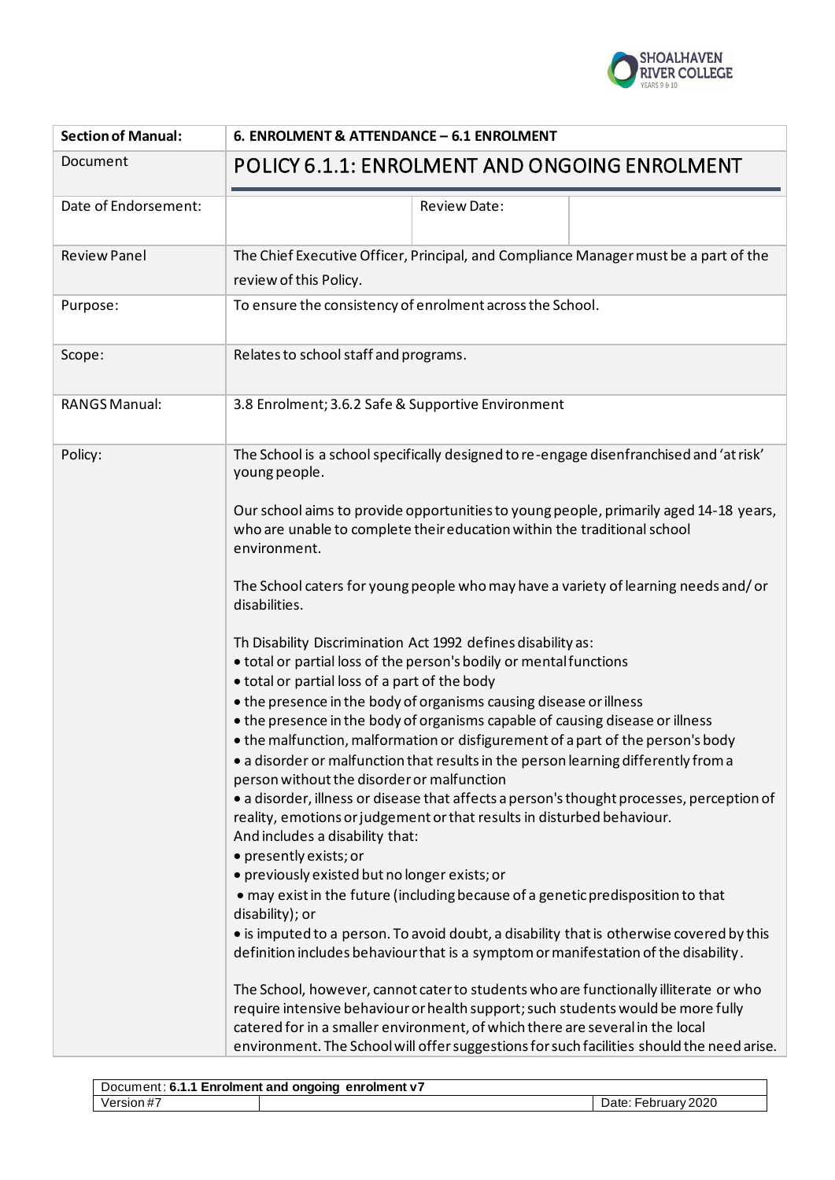| Section of Manual: | 6. ENROLMENT & ATTENDANCE – 6.1 ENROLMENT | | |
|---|---|---|---|
| Document | POLICY 6.1.1: ENROLMENT AND ONGOING ENROLMENT | | |
| Date of Endorsement: | | Review Date: | |
| Review Panel | The Chief Executive Officer, Principal, and Compliance Manager must be a part of the review of this Policy. | | |
| Purpose: | To ensure the consistency of enrolment across the School. | | |
| Scope: | Relates to school staff and programs. | | |
| RANGS Manual: | 3.8 Enrolment; 3.6.2 Safe & Supportive Environment | | |
| Policy: | The School is a school specifically designed to re-engage disenfranchised and 'at risk' young people.<br><br>Our school aims to provide opportunities to young people, primarily aged 14-18 years, who are unable to complete their education within the traditional school environment.<br><br>The School caters for young people who may have a variety of learning needs and/ or disabilities.<br><br>Th Disability Discrimination Act 1992 defines disability as:<br>• total or partial loss of the person's bodily or mental functions<br>• total or partial loss of a part of the body<br>• the presence in the body of organisms causing disease or illness<br>• the presence in the body of organisms capable of causing disease or illness<br>• the malfunction, malformation or disfigurement of a part of the person's body<br>• a disorder or malfunction that results in the person learning differently from a person without the disorder or malfunction<br>• a disorder, illness or disease that affects a person's thought processes, perception of reality, emotions or judgement or that results in disturbed behaviour.<br>And includes a disability that:<br>• presently exists; or<br>• previously existed but no longer exists; or<br>• may exist in the future (including because of a genetic predisposition to that disability); or<br>• is imputed to a person. To avoid doubt, a disability that is otherwise covered by this definition includes behaviour that is a symptom or manifestation of the disability.<br><br>The School, however, cannot cater to students who are functionally illiterate or who require intensive behaviour or health support; such students would be more fully catered for in a smaller environment, of which there are several in the local environment. The School will offer suggestions for such facilities should the need arise. | | |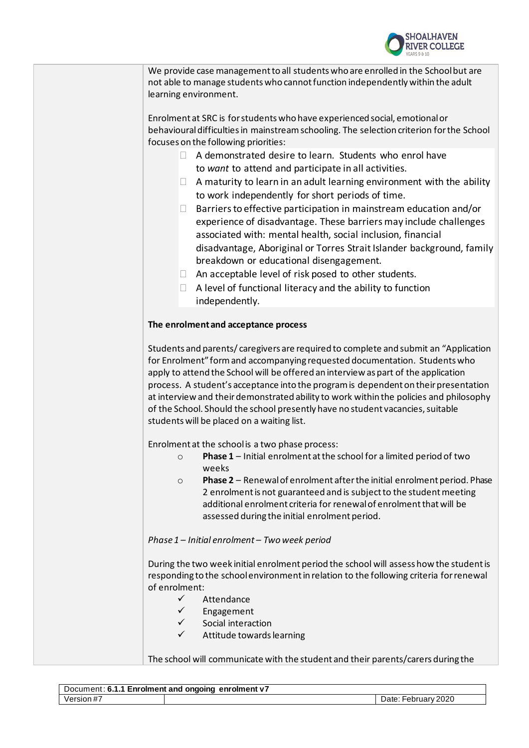We provide case management to all students who are enrolled in the School but are not able to manage students who cannot function independently within the adult learning environment.

Enrolment at SRC is for students who have experienced social, emotional or behavioural difficulties in mainstream schooling. The selection criterion for the School focuses on the following priorities:

- A demonstrated desire to learn. Students who enrol have to *want* to attend and participate in all activities.
- A maturity to learn in an adult learning environment with the ability to work independently for short periods of time.
- Barriers to effective participation in mainstream education and/or experience of disadvantage. These barriers may include challenges associated with: mental health, social inclusion, financial disadvantage, Aboriginal or Torres Strait Islander background, family breakdown or educational disengagement.
- An acceptable level of risk posed to other students.
- A level of functional literacy and the ability to function independently.

**The enrolment and acceptance process**

Students and parents/caregivers are required to complete and submit an "Application for Enrolment" form and accompanying requested documentation. Students who apply to attend the School will be offered an interview as part of the application process. A student's acceptance into the program is dependent on their presentation at interview and their demonstrated ability to work within the policies and philosophy of the School. Should the school presently have no student vacancies, suitable students will be placed on a waiting list.

Enrolment at the school is a two phase process:

- **Phase 1** – Initial enrolment at the school for a limited period of two weeks
- **Phase 2** – Renewal of enrolment after the initial enrolment period. Phase 2 enrolment is not guaranteed and is subject to the student meeting additional enrolment criteria for renewal of enrolment that will be assessed during the initial enrolment period.

*Phase 1 – Initial enrolment – Two week period*

During the two week initial enrolment period the school will assess how the student is responding to the school environment in relation to the following criteria for renewal of enrolment:

- ✓ Attendance
- ✓ Engagement
- ✓ Social interaction
- ✓ Attitude towards learning

The school will communicate with the student and their parents/carers during the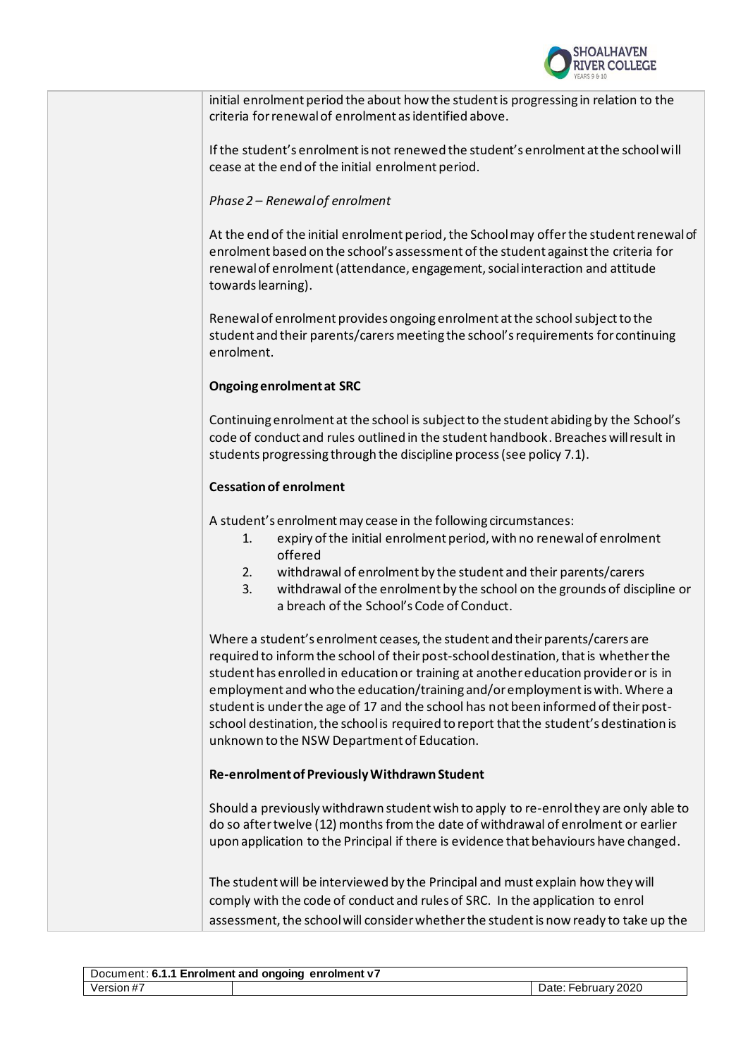initial enrolment period the about how the student is progressing in relation to the criteria for renewal of enrolment as identified above.

If the student's enrolment is not renewed the student's enrolment at the school will cease at the end of the initial enrolment period.

*Phase 2 – Renewal of enrolment*

At the end of the initial enrolment period, the School may offer the student renewal of enrolment based on the school's assessment of the student against the criteria for renewal of enrolment (attendance, engagement, social interaction and attitude towards learning).

Renewal of enrolment provides ongoing enrolment at the school subject to the student and their parents/carers meeting the school's requirements for continuing enrolment.

**Ongoing enrolment at SRC**

Continuing enrolment at the school is subject to the student abiding by the School's code of conduct and rules outlined in the student handbook. Breaches will result in students progressing through the discipline process (see policy 7.1).

**Cessation of enrolment**

A student's enrolment may cease in the following circumstances:

1. expiry of the initial enrolment period, with no renewal of enrolment offered
2. withdrawal of enrolment by the student and their parents/carers
3. withdrawal of the enrolment by the school on the grounds of discipline or a breach of the School's Code of Conduct.

Where a student's enrolment ceases, the student and their parents/carers are required to inform the school of their post-school destination, that is whether the student has enrolled in education or training at another education provider or is in employment and who the education/training and/or employment is with. Where a student is under the age of 17 and the school has not been informed of their post-school destination, the school is required to report that the student's destination is unknown to the NSW Department of Education.

**Re-enrolment of Previously Withdrawn Student**

Should a previously withdrawn student wish to apply to re-enrol they are only able to do so after twelve (12) months from the date of withdrawal of enrolment or earlier upon application to the Principal if there is evidence that behaviours have changed.

The student will be interviewed by the Principal and must explain how they will comply with the code of conduct and rules of SRC. In the application to enrol assessment, the school will consider whether the student is now ready to take up the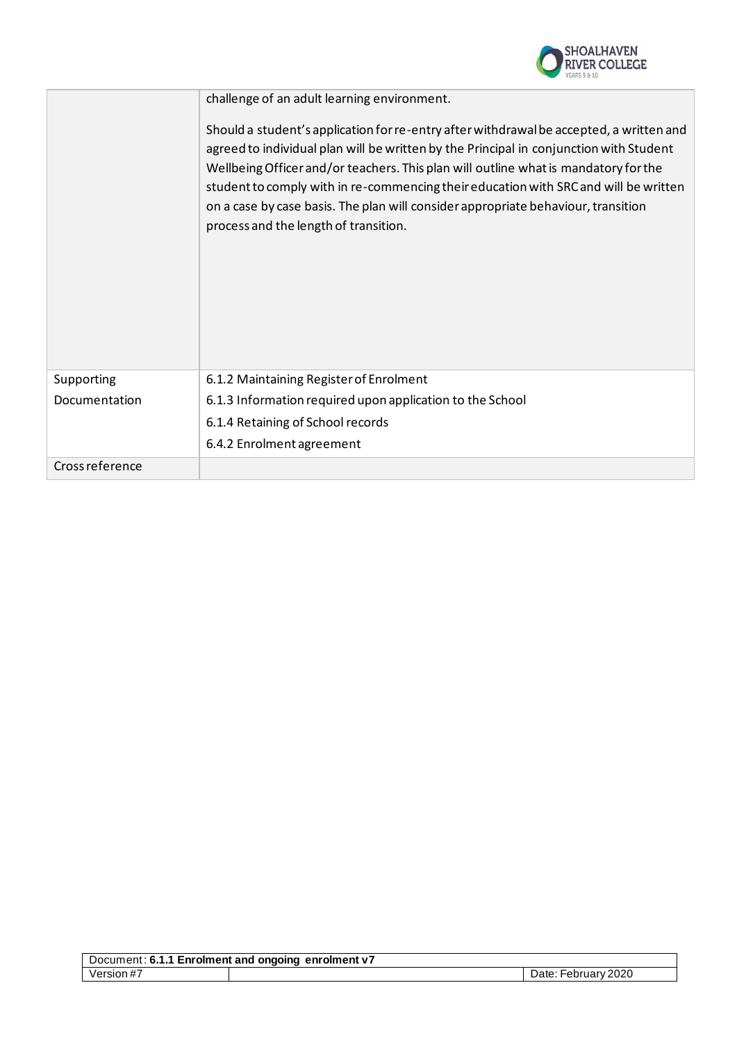| | |
|---|---|
| | challenge of an adult learning environment.<br><br>Should a student's application for re-entry after withdrawal be accepted, a written and agreed to individual plan will be written by the Principal in conjunction with Student Wellbeing Officer and/or teachers. This plan will outline what is mandatory for the student to comply with in re-commencing their education with SRC and will be written on a case by case basis. The plan will consider appropriate behaviour, transition process and the length of transition. |
| Supporting Documentation | 6.1.2 Maintaining Register of Enrolment<br>6.1.3 Information required upon application to the School<br>6.1.4 Retaining of School records<br>6.4.2 Enrolment agreement |
| Cross reference | |